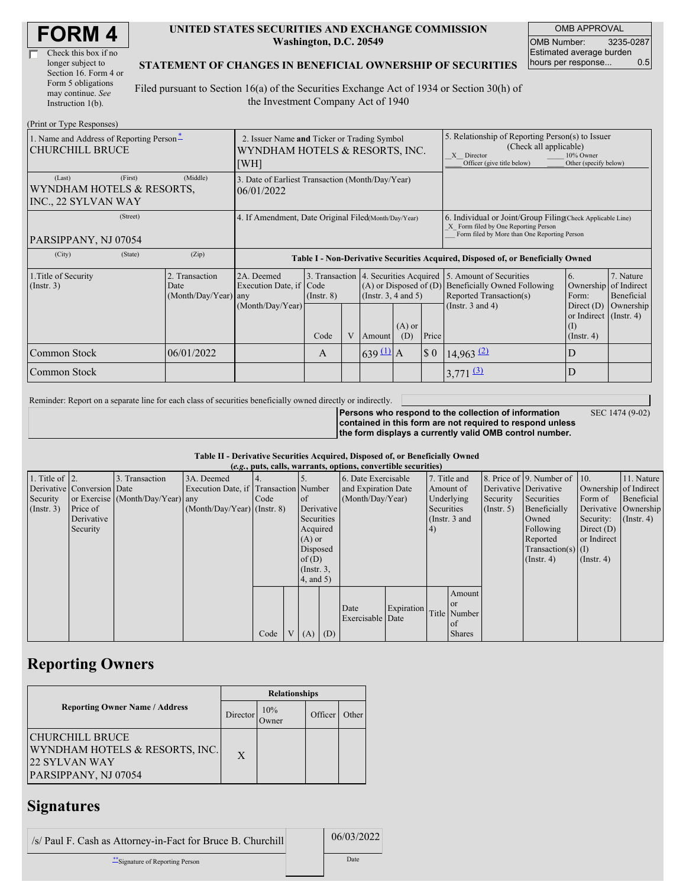# FORM 4

☐ Check this box if no longer subject to Section 16. Form 4 or Form 5 obligations may continue. *See* Instruction 1(b).

**UNITED STATES SECURITIES AND EXCHANGE COMMISSION**
**Washington, D.C. 20549**

**STATEMENT OF CHANGES IN BENEFICIAL OWNERSHIP OF SECURITIES**

Filed pursuant to Section 16(a) of the Securities Exchange Act of 1934 or Section 30(h) of the Investment Company Act of 1940

| OMB APPROVAL | |
|---|---|
| OMB Number: | 3235-0287 |
| Estimated average burden hours per response... | 0.5 |

(Print or Type Responses)

| 1. Name and Address of Reporting Person * | 2. Issuer Name and Ticker or Trading Symbol | 5. Relationship of Reporting Person(s) to Issuer (Check all applicable) |
|---|---|---|
| CHURCHILL BRUCE | WYNDHAM HOTELS & RESORTS, INC. [WH] | _X_ Director ___ 10% Owner ___ Officer (give title below) ___ Other (specify below) |
| (Last) (First) (Middle) WYNDHAM HOTELS & RESORTS, INC., 22 SYLVAN WAY | 3. Date of Earliest Transaction (Month/Day/Year) 06/01/2022 | |
| (Street) PARSIPPANY, NJ 07054 | 4. If Amendment, Date Original Filed (Month/Day/Year) | 6. Individual or Joint/Group Filing (Check Applicable Line) _X_ Form filed by One Reporting Person ___ Form filed by More than One Reporting Person |
| (City) (State) (Zip) | | |

**Table I - Non-Derivative Securities Acquired, Disposed of, or Beneficially Owned**

| 1.Title of Security (Instr. 3) | 2. Transaction Date (Month/Day/Year) | 2A. Deemed Execution Date, if any (Month/Day/Year) | 3. Transaction Code (Instr. 8) | | 4. Securities Acquired (A) or Disposed of (D) (Instr. 3, 4 and 5) | | | 5. Amount of Securities Beneficially Owned Following Reported Transaction(s) (Instr. 3 and 4) | 6. Ownership Form: Direct (D) or Indirect (I) (Instr. 4) | 7. Nature of Indirect Beneficial Ownership (Instr. 4) |
|---|---|---|---|---|---|---|---|---|---|---|
| | | | Code | V | Amount | (A) or (D) | Price | | | |
| Common Stock | 06/01/2022 | | A | | 639 (1) | A | $ 0 | 14,963 (2) | D | |
| Common Stock | | | | | | | | 3,771 (3) | D | |

Reminder: Report on a separate line for each class of securities beneficially owned directly or indirectly.

**Persons who respond to the collection of information contained in this form are not required to respond unless the form displays a currently valid OMB control number.** SEC 1474 (9-02)

**Table II - Derivative Securities Acquired, Disposed of, or Beneficially Owned**
***(e.g., puts, calls, warrants, options, convertible securities)***

| 1. Title of Derivative Security (Instr. 3) | 2. Conversion or Exercise Price of Derivative Security | 3. Transaction Date (Month/Day/Year) | 3A. Deemed Execution Date, if any (Month/Day/Year) | 4. Transaction Code (Instr. 8) | | 5. Number of Derivative Securities Acquired (A) or Disposed of (D) (Instr. 3, 4, and 5) | | 6. Date Exercisable and Expiration Date (Month/Day/Year) | | 7. Title and Amount of Underlying Securities (Instr. 3 and 4) | | 8. Price of Derivative Security (Instr. 5) | 9. Number of Derivative Securities Beneficially Owned Following Reported Transaction(s) (Instr. 4) | 10. Ownership Form of Derivative Security: Direct (D) or Indirect (I) (Instr. 4) | 11. Nature of Indirect Beneficial Ownership (Instr. 4) |
|---|---|---|---|---|---|---|---|---|---|---|---|---|---|---|---|
| | | | | Code | V | (A) | (D) | Date Exercisable | Expiration Date | Title | Amount or Number of Shares | | | | |

## Reporting Owners

| Reporting Owner Name / Address | Relationships | | | |
|---|---|---|---|---|
| | Director | 10% Owner | Officer | Other |
| CHURCHILL BRUCE WYNDHAM HOTELS & RESORTS, INC. 22 SYLVAN WAY PARSIPPANY, NJ 07054 | X | | | |

## Signatures

| /s/ Paul F. Cash as Attorney-in-Fact for Bruce B. Churchill | 06/03/2022 |
|---|---|
| **Signature of Reporting Person | Date |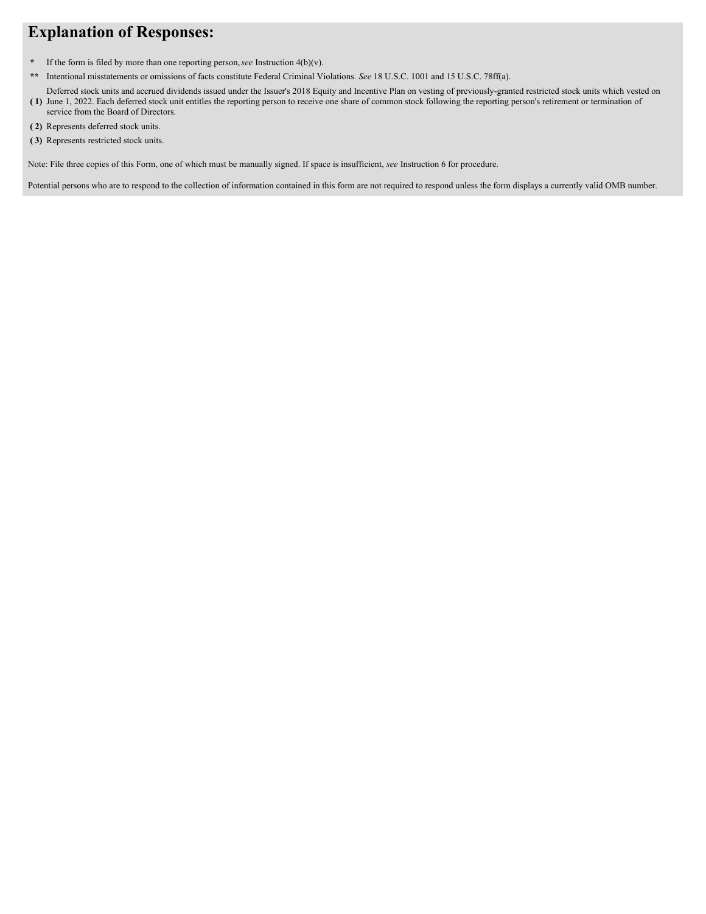# Explanation of Responses:

\* If the form is filed by more than one reporting person, *see* Instruction 4(b)(v).

\*\* Intentional misstatements or omissions of facts constitute Federal Criminal Violations. *See* 18 U.S.C. 1001 and 15 U.S.C. 78ff(a).

**( 1)** Deferred stock units and accrued dividends issued under the Issuer's 2018 Equity and Incentive Plan on vesting of previously-granted restricted stock units which vested on June 1, 2022. Each deferred stock unit entitles the reporting person to receive one share of common stock following the reporting person's retirement or termination of service from the Board of Directors.

**( 2)** Represents deferred stock units.

**( 3)** Represents restricted stock units.

Note: File three copies of this Form, one of which must be manually signed. If space is insufficient, *see* Instruction 6 for procedure.

Potential persons who are to respond to the collection of information contained in this form are not required to respond unless the form displays a currently valid OMB number.